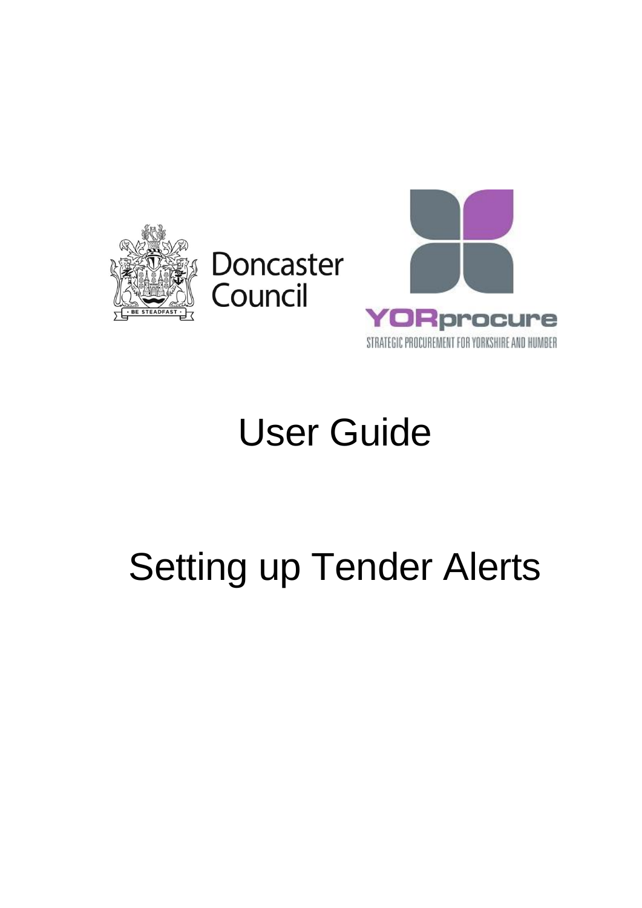Doncaster Council

YORprocure

STRATEGIC PROCUREMENT FOR YORKSHIRE AND HUMBER

# User Guide

# Setting up Tender Alerts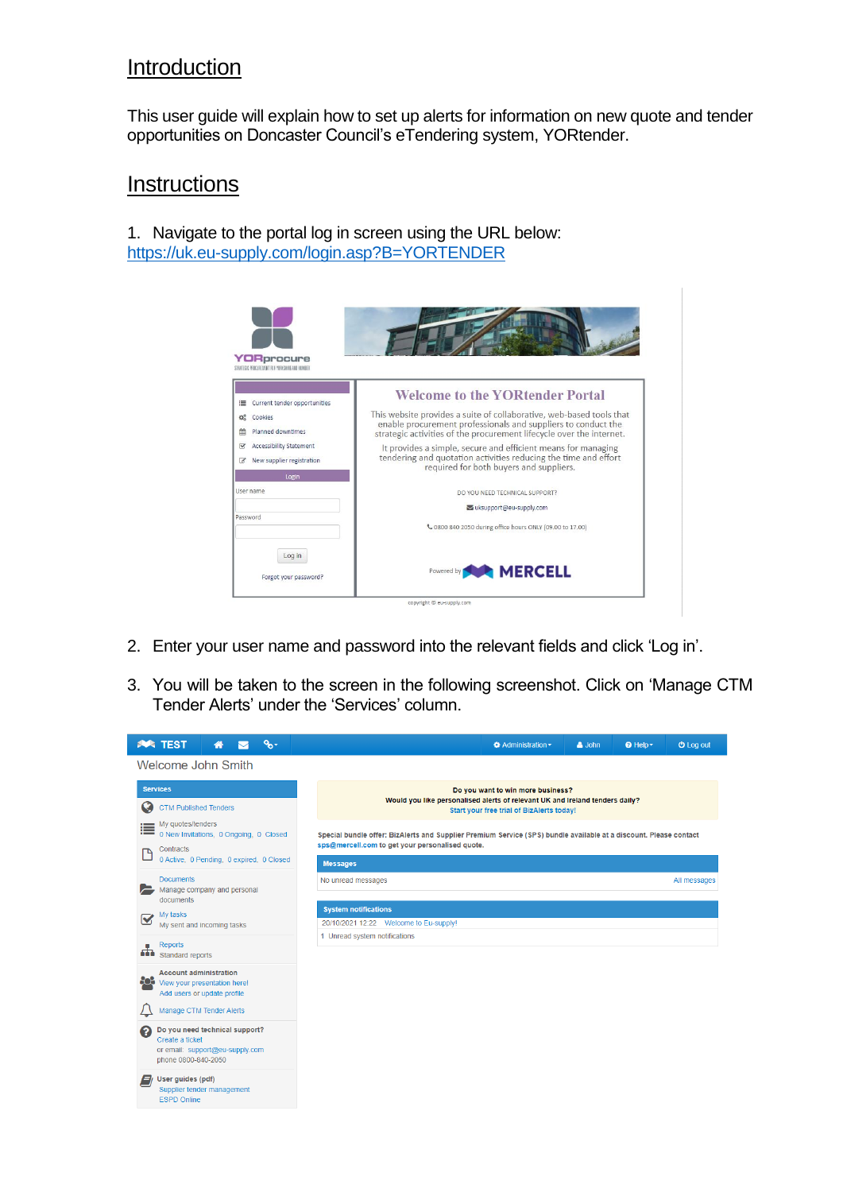## Introduction

This user guide will explain how to set up alerts for information on new quote and tender opportunities on Doncaster Council's eTendering system, YORtender.

## Instructions

1. Navigate to the portal log in screen using the URL below:
   https://uk.eu-supply.com/login.asp?B=YORTENDER

2. Enter your user name and password into the relevant fields and click 'Log in'.

3. You will be taken to the screen in the following screenshot. Click on 'Manage CTM Tender Alerts' under the 'Services' column.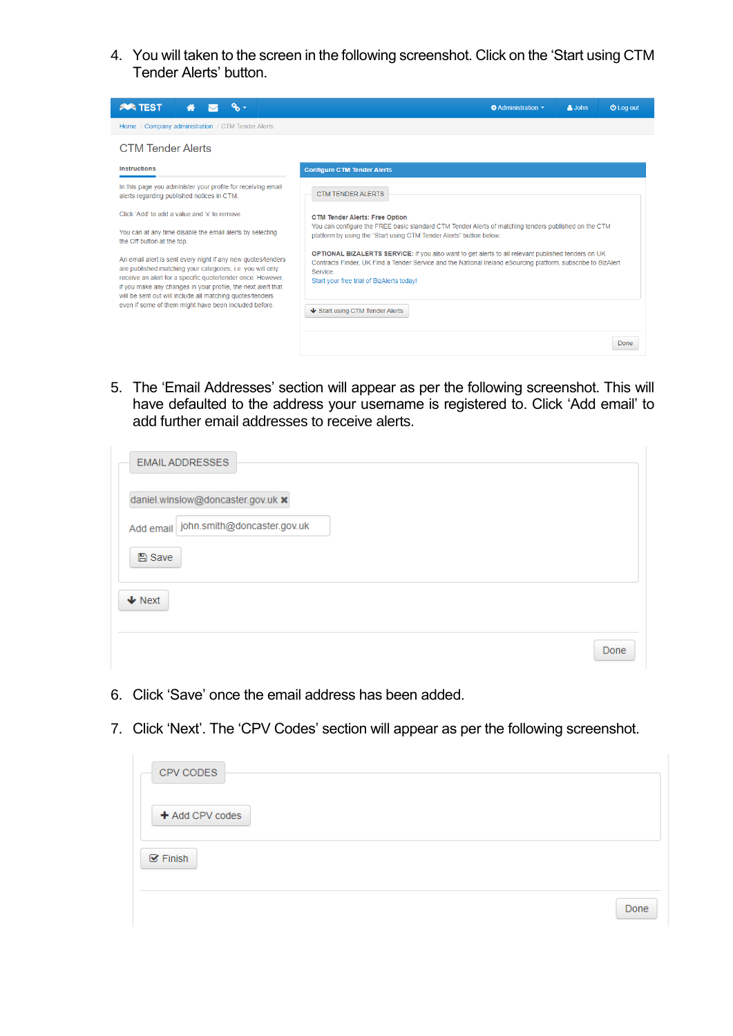4. You will taken to the screen in the following screenshot. Click on the 'Start using CTM Tender Alerts' button.

TEST | Administration | John | Log out

Home / Company administration / CTM Tender Alerts

CTM Tender Alerts

**Instructions**

In this page you administer your profile for receiving email alerts regarding published notices in CTM.

Click 'Add' to add a value and 'x' to remove.

You can at any time disable the email alerts by selecting the Off button at the top.

An email alert is sent every night if any new quotes/tenders are published matching your categories, i.e. you will only receive an alert for a specific quote/tender once. However, if you make any changes in your profile, the next alert that will be sent out will include all matching quotes/tenders even if some of them might have been included before.

**Configure CTM Tender Alerts**

CTM TENDER ALERTS

**CTM Tender Alerts: Free Option**

You can configure the FREE basic standard CTM Tender Alerts of matching tenders published on the CTM platform by using the 'Start using CTM Tender Alerts' button below.

**OPTIONAL BIZALERTS SERVICE:** If you also want to get alerts to all relevant published tenders on UK Contracts Finder, UK Find a Tender Service and the National Ireland eSourcing platform, subscribe to BizAlert Service.

Start your free trial of BizAlerts today!

Start using CTM Tender Alerts

Done

5. The 'Email Addresses' section will appear as per the following screenshot. This will have defaulted to the address your username is registered to. Click 'Add email' to add further email addresses to receive alerts.

EMAIL ADDRESSES

daniel.winslow@doncaster.gov.uk ✖

Add email john.smith@doncaster.gov.uk

Save

Next

Done

6. Click 'Save' once the email address has been added.

7. Click 'Next'. The 'CPV Codes' section will appear as per the following screenshot.

CPV CODES

Add CPV codes

Finish

Done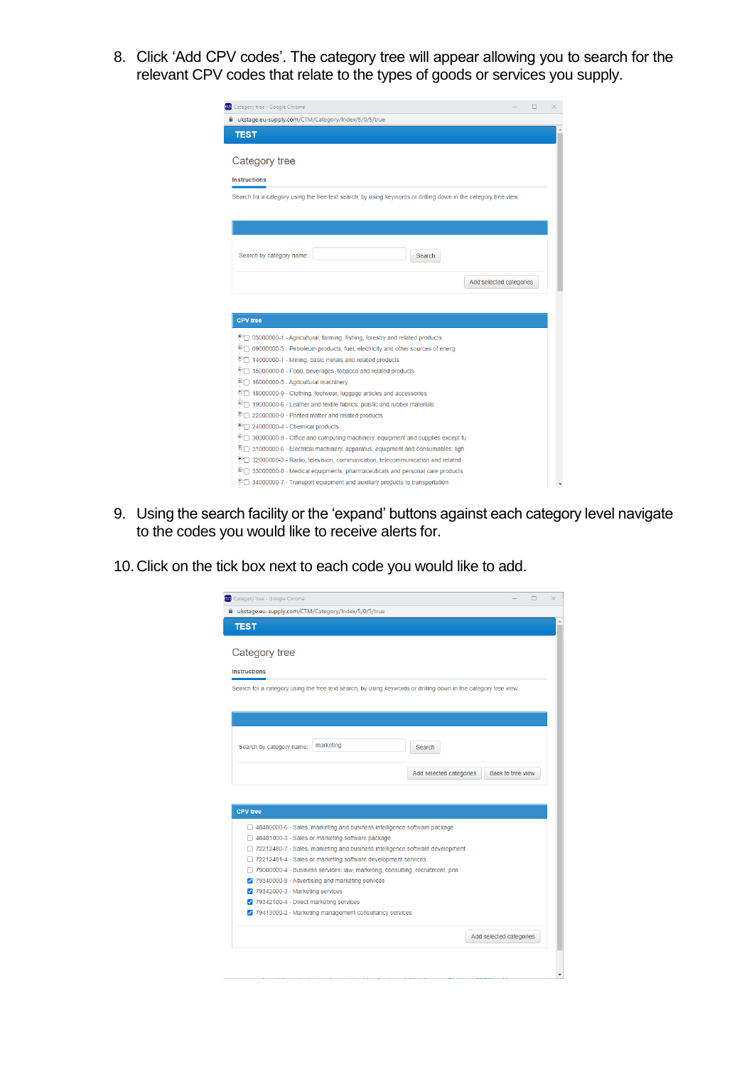8. Click 'Add CPV codes'. The category tree will appear allowing you to search for the relevant CPV codes that relate to the types of goods or services you supply.

9. Using the search facility or the 'expand' buttons against each category level navigate to the codes you would like to receive alerts for.

10. Click on the tick box next to each code you would like to add.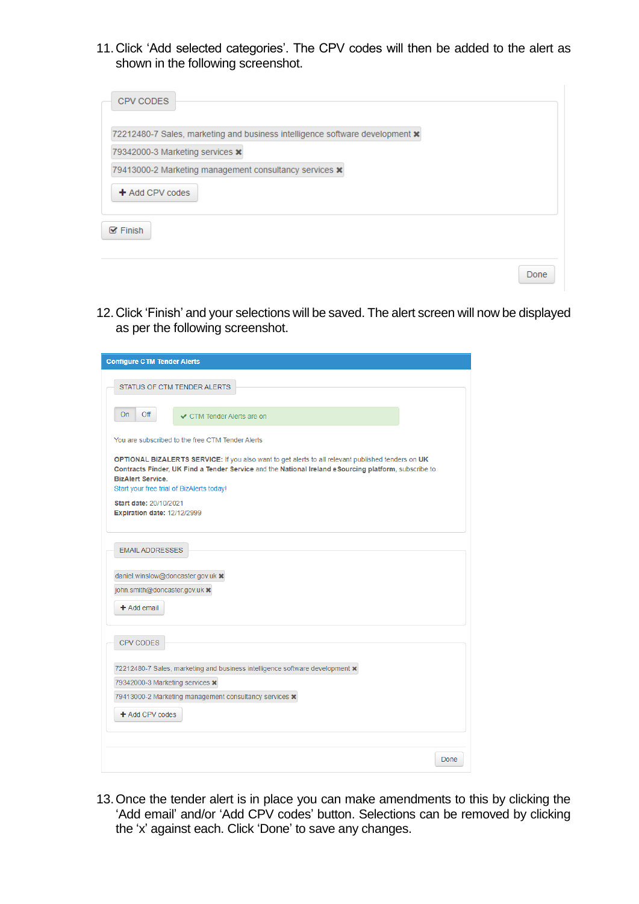11. Click 'Add selected categories'. The CPV codes will then be added to the alert as shown in the following screenshot.

CPV CODES

72212480-7 Sales, marketing and business intelligence software development ✖

79342000-3 Marketing services ✖

79413000-2 Marketing management consultancy services ✖

+ Add CPV codes

Finish

Done

12. Click 'Finish' and your selections will be saved. The alert screen will now be displayed as per the following screenshot.

Configure CTM Tender Alerts

STATUS OF CTM TENDER ALERTS

On Off

✔ CTM Tender Alerts are on

You are subscribed to the free CTM Tender Alerts

**OPTIONAL BIZALERTS SERVICE:** If you also want to get alerts to all relevant published tenders on **UK Contracts Finder, UK Find a Tender Service** and the **National Ireland eSourcing platform**, subscribe to **BizAlert Service.**

Start your free trial of BizAlerts today!

**Start date:** 20/10/2021

**Expiration date:** 12/12/2999

EMAIL ADDRESSES

daniel.winslow@doncaster.gov.uk ✖

john.smith@doncaster.gov.uk ✖

+ Add email

CPV CODES

72212480-7 Sales, marketing and business intelligence software development ✖

79342000-3 Marketing services ✖

79413000-2 Marketing management consultancy services ✖

+ Add CPV codes

Done

13. Once the tender alert is in place you can make amendments to this by clicking the 'Add email' and/or 'Add CPV codes' button. Selections can be removed by clicking the 'x' against each. Click 'Done' to save any changes.